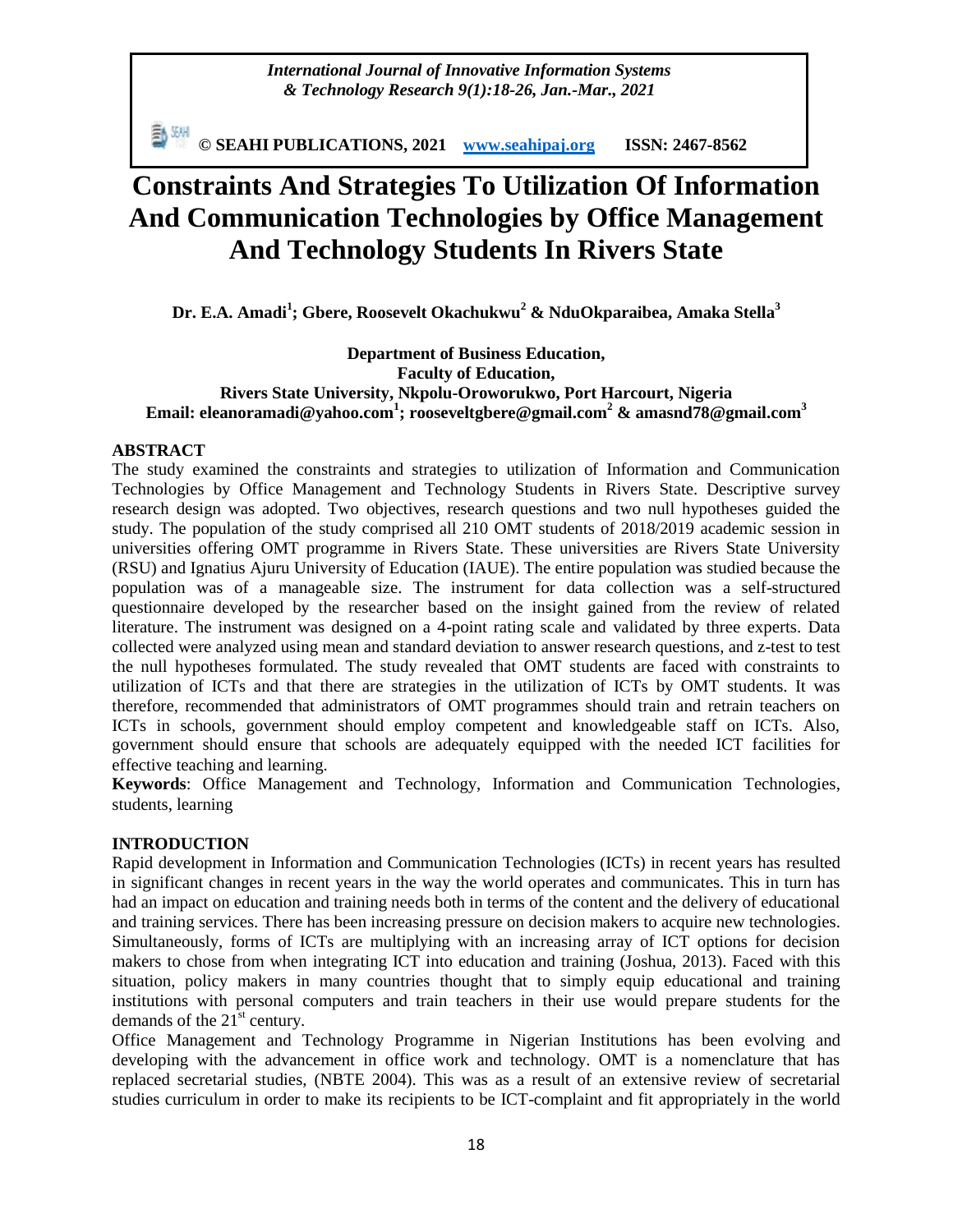# Constraints And Strategies To Utilization Of Information And Communication Technologies by Office Management And Technology Students In Rivers State

**Dr. E.A. Amadi[1]; Gbere, Roosevelt Okachukwu[2] & NduOkparaibea, Amaka Stella[3]**

**Department of Business Education,**
**Faculty of Education,**
**Rivers State University, Nkpolu-Oroworukwo, Port Harcourt, Nigeria**
**Email: eleanoramadi@yahoo.com[1]; rooseveltgbere@gmail.com[2] & amasnd78@gmail.com[3]**

## ABSTRACT

The study examined the constraints and strategies to utilization of Information and Communication Technologies by Office Management and Technology Students in Rivers State. Descriptive survey research design was adopted. Two objectives, research questions and two null hypotheses guided the study. The population of the study comprised all 210 OMT students of 2018/2019 academic session in universities offering OMT programme in Rivers State. These universities are Rivers State University (RSU) and Ignatius Ajuru University of Education (IAUE). The entire population was studied because the population was of a manageable size. The instrument for data collection was a self-structured questionnaire developed by the researcher based on the insight gained from the review of related literature. The instrument was designed on a 4-point rating scale and validated by three experts. Data collected were analyzed using mean and standard deviation to answer research questions, and z-test to test the null hypotheses formulated. The study revealed that OMT students are faced with constraints to utilization of ICTs and that there are strategies in the utilization of ICTs by OMT students. It was therefore, recommended that administrators of OMT programmes should train and retrain teachers on ICTs in schools, government should employ competent and knowledgeable staff on ICTs. Also, government should ensure that schools are adequately equipped with the needed ICT facilities for effective teaching and learning.

**Keywords**: Office Management and Technology, Information and Communication Technologies, students, learning

## INTRODUCTION

Rapid development in Information and Communication Technologies (ICTs) in recent years has resulted in significant changes in recent years in the way the world operates and communicates. This in turn has had an impact on education and training needs both in terms of the content and the delivery of educational and training services. There has been increasing pressure on decision makers to acquire new technologies. Simultaneously, forms of ICTs are multiplying with an increasing array of ICT options for decision makers to chose from when integrating ICT into education and training (Joshua, 2013). Faced with this situation, policy makers in many countries thought that to simply equip educational and training institutions with personal computers and train teachers in their use would prepare students for the demands of the 21st century.

Office Management and Technology Programme in Nigerian Institutions has been evolving and developing with the advancement in office work and technology. OMT is a nomenclature that has replaced secretarial studies, (NBTE 2004). This was as a result of an extensive review of secretarial studies curriculum in order to make its recipients to be ICT-complaint and fit appropriately in the world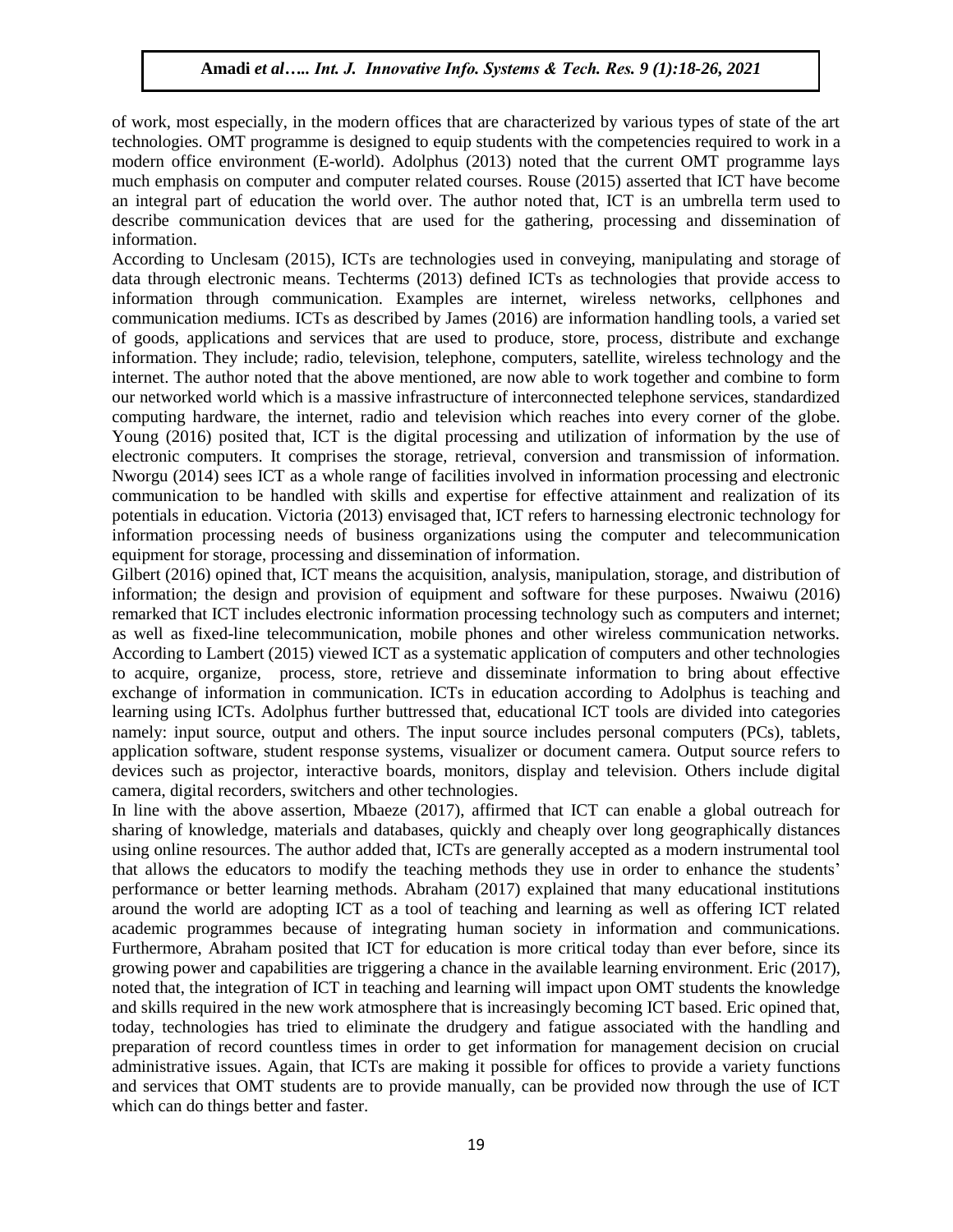of work, most especially, in the modern offices that are characterized by various types of state of the art technologies. OMT programme is designed to equip students with the competencies required to work in a modern office environment (E-world). Adolphus (2013) noted that the current OMT programme lays much emphasis on computer and computer related courses. Rouse (2015) asserted that ICT have become an integral part of education the world over. The author noted that, ICT is an umbrella term used to describe communication devices that are used for the gathering, processing and dissemination of information.

According to Unclesam (2015), ICTs are technologies used in conveying, manipulating and storage of data through electronic means. Techterms (2013) defined ICTs as technologies that provide access to information through communication. Examples are internet, wireless networks, cellphones and communication mediums. ICTs as described by James (2016) are information handling tools, a varied set of goods, applications and services that are used to produce, store, process, distribute and exchange information. They include; radio, television, telephone, computers, satellite, wireless technology and the internet. The author noted that the above mentioned, are now able to work together and combine to form our networked world which is a massive infrastructure of interconnected telephone services, standardized computing hardware, the internet, radio and television which reaches into every corner of the globe. Young (2016) posited that, ICT is the digital processing and utilization of information by the use of electronic computers. It comprises the storage, retrieval, conversion and transmission of information. Nworgu (2014) sees ICT as a whole range of facilities involved in information processing and electronic communication to be handled with skills and expertise for effective attainment and realization of its potentials in education. Victoria (2013) envisaged that, ICT refers to harnessing electronic technology for information processing needs of business organizations using the computer and telecommunication equipment for storage, processing and dissemination of information.

Gilbert (2016) opined that, ICT means the acquisition, analysis, manipulation, storage, and distribution of information; the design and provision of equipment and software for these purposes. Nwaiwu (2016) remarked that ICT includes electronic information processing technology such as computers and internet; as well as fixed-line telecommunication, mobile phones and other wireless communication networks. According to Lambert (2015) viewed ICT as a systematic application of computers and other technologies to acquire, organize, process, store, retrieve and disseminate information to bring about effective exchange of information in communication. ICTs in education according to Adolphus is teaching and learning using ICTs. Adolphus further buttressed that, educational ICT tools are divided into categories namely: input source, output and others. The input source includes personal computers (PCs), tablets, application software, student response systems, visualizer or document camera. Output source refers to devices such as projector, interactive boards, monitors, display and television. Others include digital camera, digital recorders, switchers and other technologies.

In line with the above assertion, Mbaeze (2017), affirmed that ICT can enable a global outreach for sharing of knowledge, materials and databases, quickly and cheaply over long geographically distances using online resources. The author added that, ICTs are generally accepted as a modern instrumental tool that allows the educators to modify the teaching methods they use in order to enhance the students' performance or better learning methods. Abraham (2017) explained that many educational institutions around the world are adopting ICT as a tool of teaching and learning as well as offering ICT related academic programmes because of integrating human society in information and communications. Furthermore, Abraham posited that ICT for education is more critical today than ever before, since its growing power and capabilities are triggering a chance in the available learning environment. Eric (2017), noted that, the integration of ICT in teaching and learning will impact upon OMT students the knowledge and skills required in the new work atmosphere that is increasingly becoming ICT based. Eric opined that, today, technologies has tried to eliminate the drudgery and fatigue associated with the handling and preparation of record countless times in order to get information for management decision on crucial administrative issues. Again, that ICTs are making it possible for offices to provide a variety functions and services that OMT students are to provide manually, can be provided now through the use of ICT which can do things better and faster.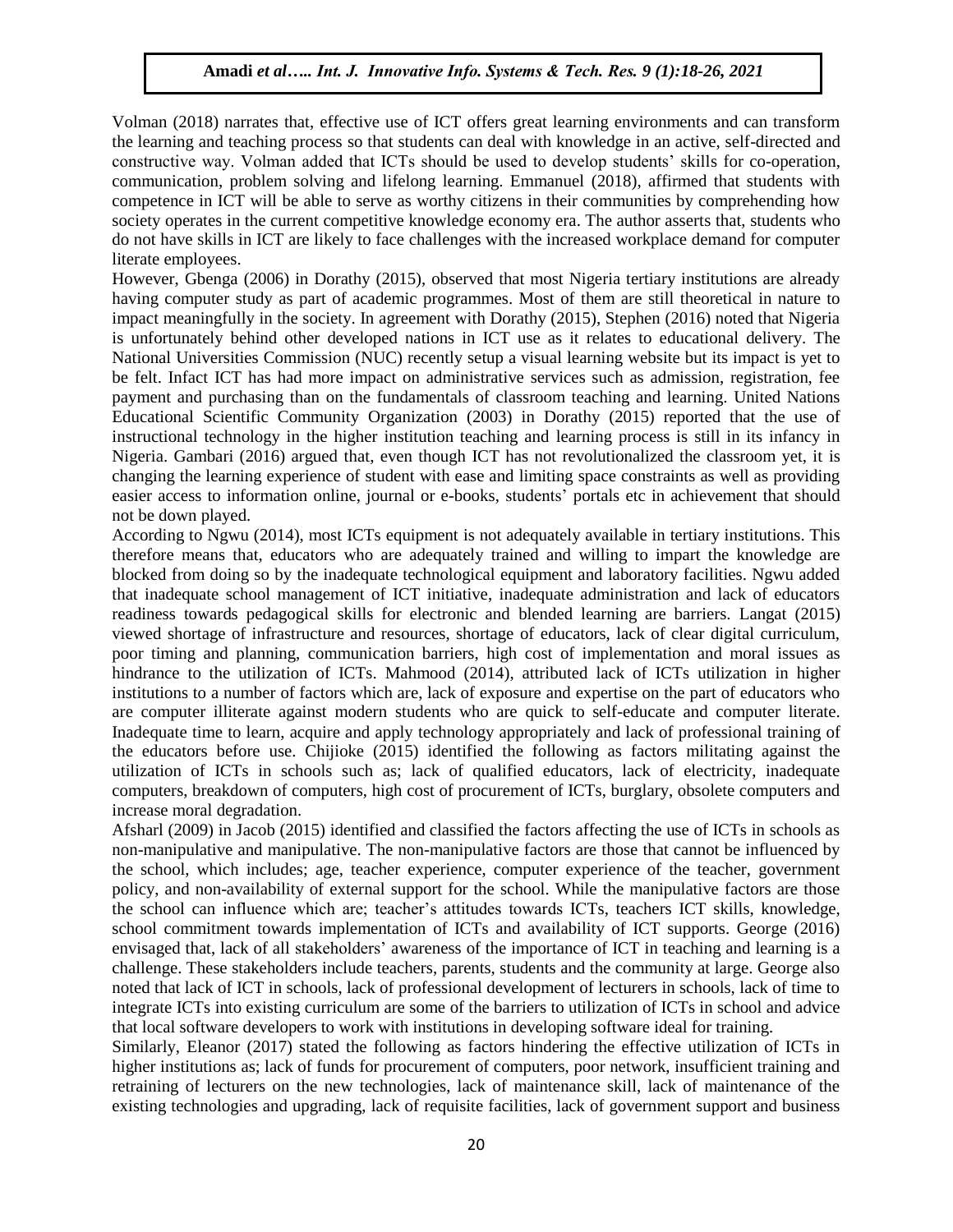Volman (2018) narrates that, effective use of ICT offers great learning environments and can transform the learning and teaching process so that students can deal with knowledge in an active, self-directed and constructive way. Volman added that ICTs should be used to develop students' skills for co-operation, communication, problem solving and lifelong learning. Emmanuel (2018), affirmed that students with competence in ICT will be able to serve as worthy citizens in their communities by comprehending how society operates in the current competitive knowledge economy era. The author asserts that, students who do not have skills in ICT are likely to face challenges with the increased workplace demand for computer literate employees.

However, Gbenga (2006) in Dorathy (2015), observed that most Nigeria tertiary institutions are already having computer study as part of academic programmes. Most of them are still theoretical in nature to impact meaningfully in the society. In agreement with Dorathy (2015), Stephen (2016) noted that Nigeria is unfortunately behind other developed nations in ICT use as it relates to educational delivery. The National Universities Commission (NUC) recently setup a visual learning website but its impact is yet to be felt. Infact ICT has had more impact on administrative services such as admission, registration, fee payment and purchasing than on the fundamentals of classroom teaching and learning. United Nations Educational Scientific Community Organization (2003) in Dorathy (2015) reported that the use of instructional technology in the higher institution teaching and learning process is still in its infancy in Nigeria. Gambari (2016) argued that, even though ICT has not revolutionalized the classroom yet, it is changing the learning experience of student with ease and limiting space constraints as well as providing easier access to information online, journal or e-books, students' portals etc in achievement that should not be down played.

According to Ngwu (2014), most ICTs equipment is not adequately available in tertiary institutions. This therefore means that, educators who are adequately trained and willing to impart the knowledge are blocked from doing so by the inadequate technological equipment and laboratory facilities. Ngwu added that inadequate school management of ICT initiative, inadequate administration and lack of educators readiness towards pedagogical skills for electronic and blended learning are barriers. Langat (2015) viewed shortage of infrastructure and resources, shortage of educators, lack of clear digital curriculum, poor timing and planning, communication barriers, high cost of implementation and moral issues as hindrance to the utilization of ICTs. Mahmood (2014), attributed lack of ICTs utilization in higher institutions to a number of factors which are, lack of exposure and expertise on the part of educators who are computer illiterate against modern students who are quick to self-educate and computer literate. Inadequate time to learn, acquire and apply technology appropriately and lack of professional training of the educators before use. Chijioke (2015) identified the following as factors militating against the utilization of ICTs in schools such as; lack of qualified educators, lack of electricity, inadequate computers, breakdown of computers, high cost of procurement of ICTs, burglary, obsolete computers and increase moral degradation.

Afsharl (2009) in Jacob (2015) identified and classified the factors affecting the use of ICTs in schools as non-manipulative and manipulative. The non-manipulative factors are those that cannot be influenced by the school, which includes; age, teacher experience, computer experience of the teacher, government policy, and non-availability of external support for the school. While the manipulative factors are those the school can influence which are; teacher's attitudes towards ICTs, teachers ICT skills, knowledge, school commitment towards implementation of ICTs and availability of ICT supports. George (2016) envisaged that, lack of all stakeholders' awareness of the importance of ICT in teaching and learning is a challenge. These stakeholders include teachers, parents, students and the community at large. George also noted that lack of ICT in schools, lack of professional development of lecturers in schools, lack of time to integrate ICTs into existing curriculum are some of the barriers to utilization of ICTs in school and advice that local software developers to work with institutions in developing software ideal for training.

Similarly, Eleanor (2017) stated the following as factors hindering the effective utilization of ICTs in higher institutions as; lack of funds for procurement of computers, poor network, insufficient training and retraining of lecturers on the new technologies, lack of maintenance skill, lack of maintenance of the existing technologies and upgrading, lack of requisite facilities, lack of government support and business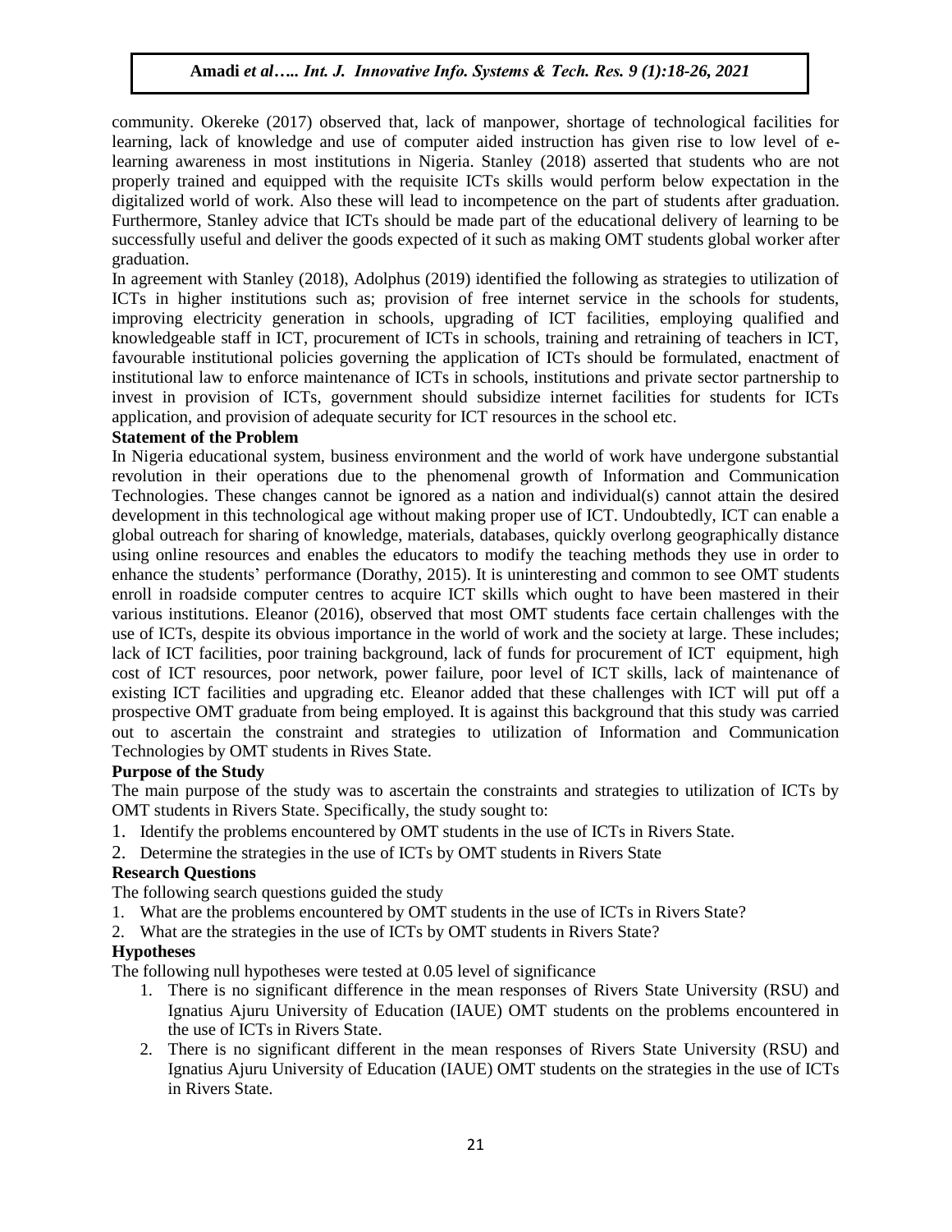community. Okereke (2017) observed that, lack of manpower, shortage of technological facilities for learning, lack of knowledge and use of computer aided instruction has given rise to low level of e-learning awareness in most institutions in Nigeria. Stanley (2018) asserted that students who are not properly trained and equipped with the requisite ICTs skills would perform below expectation in the digitalized world of work. Also these will lead to incompetence on the part of students after graduation. Furthermore, Stanley advice that ICTs should be made part of the educational delivery of learning to be successfully useful and deliver the goods expected of it such as making OMT students global worker after graduation.

In agreement with Stanley (2018), Adolphus (2019) identified the following as strategies to utilization of ICTs in higher institutions such as; provision of free internet service in the schools for students, improving electricity generation in schools, upgrading of ICT facilities, employing qualified and knowledgeable staff in ICT, procurement of ICTs in schools, training and retraining of teachers in ICT, favourable institutional policies governing the application of ICTs should be formulated, enactment of institutional law to enforce maintenance of ICTs in schools, institutions and private sector partnership to invest in provision of ICTs, government should subsidize internet facilities for students for ICTs application, and provision of adequate security for ICT resources in the school etc.

**Statement of the Problem**

In Nigeria educational system, business environment and the world of work have undergone substantial revolution in their operations due to the phenomenal growth of Information and Communication Technologies. These changes cannot be ignored as a nation and individual(s) cannot attain the desired development in this technological age without making proper use of ICT. Undoubtedly, ICT can enable a global outreach for sharing of knowledge, materials, databases, quickly overlong geographically distance using online resources and enables the educators to modify the teaching methods they use in order to enhance the students' performance (Dorathy, 2015). It is uninteresting and common to see OMT students enroll in roadside computer centres to acquire ICT skills which ought to have been mastered in their various institutions. Eleanor (2016), observed that most OMT students face certain challenges with the use of ICTs, despite its obvious importance in the world of work and the society at large. These includes; lack of ICT facilities, poor training background, lack of funds for procurement of ICT equipment, high cost of ICT resources, poor network, power failure, poor level of ICT skills, lack of maintenance of existing ICT facilities and upgrading etc. Eleanor added that these challenges with ICT will put off a prospective OMT graduate from being employed. It is against this background that this study was carried out to ascertain the constraint and strategies to utilization of Information and Communication Technologies by OMT students in Rives State.

**Purpose of the Study**

The main purpose of the study was to ascertain the constraints and strategies to utilization of ICTs by OMT students in Rivers State. Specifically, the study sought to:

1. Identify the problems encountered by OMT students in the use of ICTs in Rivers State.
2. Determine the strategies in the use of ICTs by OMT students in Rivers State

**Research Questions**

The following search questions guided the study

1. What are the problems encountered by OMT students in the use of ICTs in Rivers State?
2. What are the strategies in the use of ICTs by OMT students in Rivers State?

**Hypotheses**

The following null hypotheses were tested at 0.05 level of significance

1. There is no significant difference in the mean responses of Rivers State University (RSU) and Ignatius Ajuru University of Education (IAUE) OMT students on the problems encountered in the use of ICTs in Rivers State.
2. There is no significant different in the mean responses of Rivers State University (RSU) and Ignatius Ajuru University of Education (IAUE) OMT students on the strategies in the use of ICTs in Rivers State.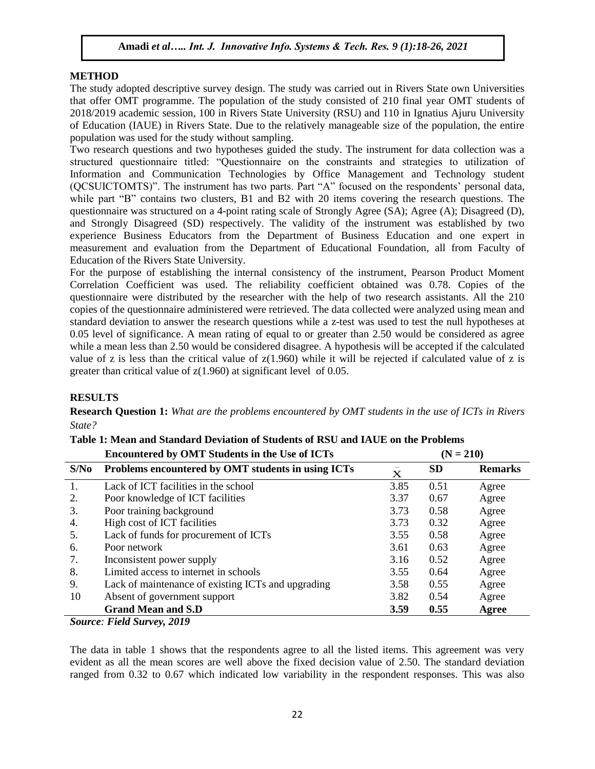## METHOD

The study adopted descriptive survey design. The study was carried out in Rivers State own Universities that offer OMT programme. The population of the study consisted of 210 final year OMT students of 2018/2019 academic session, 100 in Rivers State University (RSU) and 110 in Ignatius Ajuru University of Education (IAUE) in Rivers State. Due to the relatively manageable size of the population, the entire population was used for the study without sampling.

Two research questions and two hypotheses guided the study. The instrument for data collection was a structured questionnaire titled: "Questionnaire on the constraints and strategies to utilization of Information and Communication Technologies by Office Management and Technology student (QCSUICTOMTS)". The instrument has two parts. Part "A" focused on the respondents' personal data, while part "B" contains two clusters, B1 and B2 with 20 items covering the research questions. The questionnaire was structured on a 4-point rating scale of Strongly Agree (SA); Agree (A); Disagreed (D), and Strongly Disagreed (SD) respectively. The validity of the instrument was established by two experience Business Educators from the Department of Business Education and one expert in measurement and evaluation from the Department of Educational Foundation, all from Faculty of Education of the Rivers State University.

For the purpose of establishing the internal consistency of the instrument, Pearson Product Moment Correlation Coefficient was used. The reliability coefficient obtained was 0.78. Copies of the questionnaire were distributed by the researcher with the help of two research assistants. All the 210 copies of the questionnaire administered were retrieved. The data collected were analyzed using mean and standard deviation to answer the research questions while a z-test was used to test the null hypotheses at 0.05 level of significance. A mean rating of equal to or greater than 2.50 would be considered as agree while a mean less than 2.50 would be considered disagree. A hypothesis will be accepted if the calculated value of z is less than the critical value of z(1.960) while it will be rejected if calculated value of z is greater than critical value of z(1.960) at significant level of 0.05.

## RESULTS

**Research Question 1:** *What are the problems encountered by OMT students in the use of ICTs in Rivers State?*

**Table 1: Mean and Standard Deviation of Students of RSU and IAUE on the Problems Encountered by OMT Students in the Use of ICTs (N = 210)**

| S/No | Problems encountered by OMT students in using ICTs | $\bar{X}$ | SD | Remarks |
|---|---|---|---|---|
| 1. | Lack of ICT facilities in the school | 3.85 | 0.51 | Agree |
| 2. | Poor knowledge of ICT facilities | 3.37 | 0.67 | Agree |
| 3. | Poor training background | 3.73 | 0.58 | Agree |
| 4. | High cost of ICT facilities | 3.73 | 0.32 | Agree |
| 5. | Lack of funds for procurement of ICTs | 3.55 | 0.58 | Agree |
| 6. | Poor network | 3.61 | 0.63 | Agree |
| 7. | Inconsistent power supply | 3.16 | 0.52 | Agree |
| 8. | Limited access to internet in schools | 3.55 | 0.64 | Agree |
| 9. | Lack of maintenance of existing ICTs and upgrading | 3.58 | 0.55 | Agree |
| 10 | Absent of government support | 3.82 | 0.54 | Agree |
| | **Grand Mean and S.D** | **3.59** | **0.55** | **Agree** |

***Source**: Field Survey, 2019*

The data in table 1 shows that the respondents agree to all the listed items. This agreement was very evident as all the mean scores are well above the fixed decision value of 2.50. The standard deviation ranged from 0.32 to 0.67 which indicated low variability in the respondent responses. This was also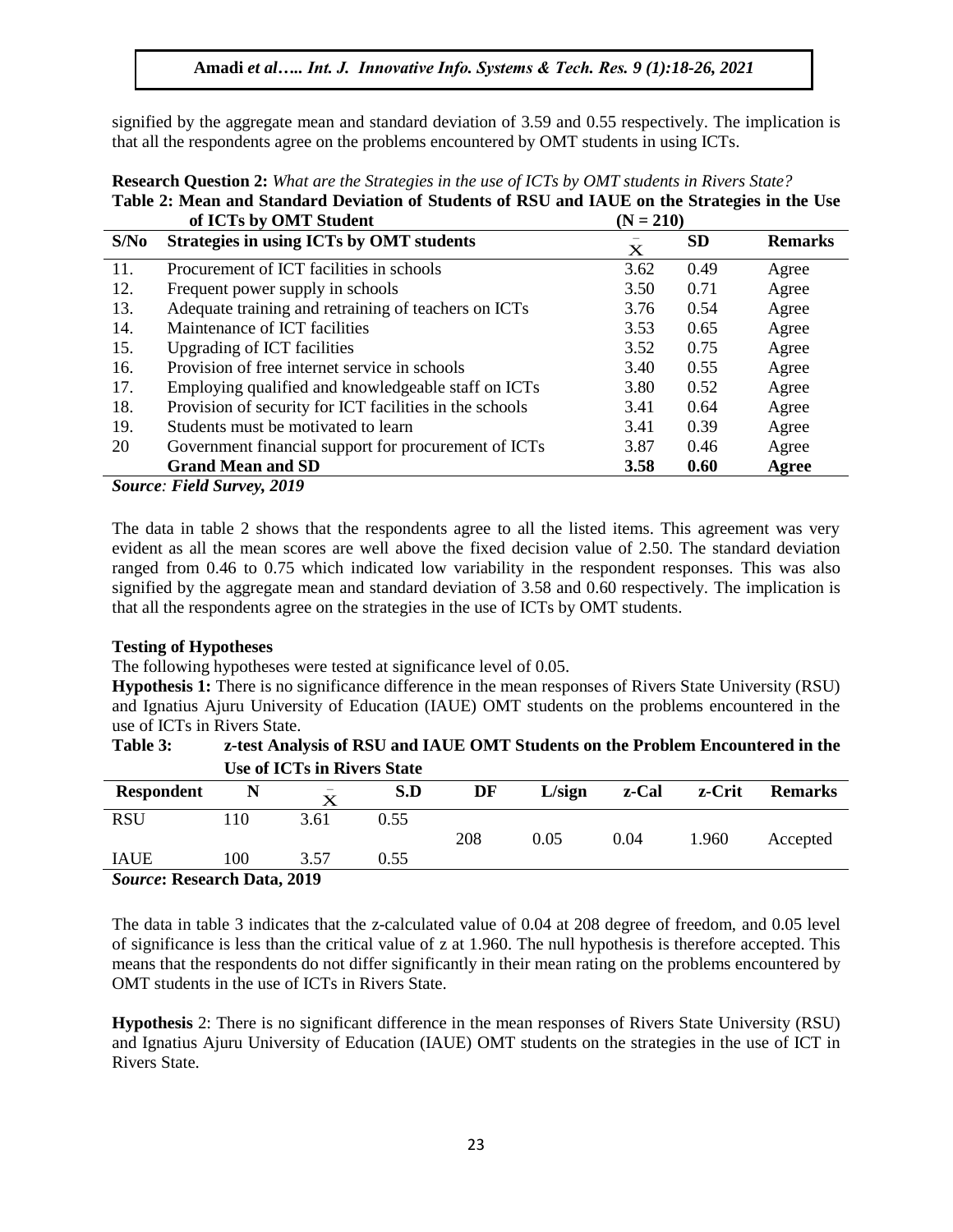signified by the aggregate mean and standard deviation of 3.59 and 0.55 respectively. The implication is that all the respondents agree on the problems encountered by OMT students in using ICTs.

**Research Question 2:** *What are the Strategies in the use of ICTs by OMT students in Rivers State?*

**Table 2: Mean and Standard Deviation of Students of RSU and IAUE on the Strategies in the Use of ICTs by OMT Student (N = 210)**

| S/No | Strategies in using ICTs by OMT students | $\bar{X}$ | SD | Remarks |
|---|---|---|---|---|
| 11. | Procurement of ICT facilities in schools | 3.62 | 0.49 | Agree |
| 12. | Frequent power supply in schools | 3.50 | 0.71 | Agree |
| 13. | Adequate training and retraining of teachers on ICTs | 3.76 | 0.54 | Agree |
| 14. | Maintenance of ICT facilities | 3.53 | 0.65 | Agree |
| 15. | Upgrading of ICT facilities | 3.52 | 0.75 | Agree |
| 16. | Provision of free internet service in schools | 3.40 | 0.55 | Agree |
| 17. | Employing qualified and knowledgeable staff on ICTs | 3.80 | 0.52 | Agree |
| 18. | Provision of security for ICT facilities in the schools | 3.41 | 0.64 | Agree |
| 19. | Students must be motivated to learn | 3.41 | 0.39 | Agree |
| 20 | Government financial support for procurement of ICTs | 3.87 | 0.46 | Agree |
| | **Grand Mean and SD** | **3.58** | **0.60** | **Agree** |

***Source**: Field Survey, 2019*

The data in table 2 shows that the respondents agree to all the listed items. This agreement was very evident as all the mean scores are well above the fixed decision value of 2.50. The standard deviation ranged from 0.46 to 0.75 which indicated low variability in the respondent responses. This was also signified by the aggregate mean and standard deviation of 3.58 and 0.60 respectively. The implication is that all the respondents agree on the strategies in the use of ICTs by OMT students.

**Testing of Hypotheses**

The following hypotheses were tested at significance level of 0.05.

**Hypothesis 1:** There is no significance difference in the mean responses of Rivers State University (RSU) and Ignatius Ajuru University of Education (IAUE) OMT students on the problems encountered in the use of ICTs in Rivers State.

**Table 3: z-test Analysis of RSU and IAUE OMT Students on the Problem Encountered in the Use of ICTs in Rivers State**

| Respondent | N | $\bar{X}$ | S.D | DF | L/sign | z-Cal | z-Crit | Remarks |
|---|---|---|---|---|---|---|---|---|
| RSU | 110 | 3.61 | 0.55 | 208 | 0.05 | 0.04 | 1.960 | Accepted |
| IAUE | 100 | 3.57 | 0.55 | | | | | |

***Source*: Research Data, 2019**

The data in table 3 indicates that the z-calculated value of 0.04 at 208 degree of freedom, and 0.05 level of significance is less than the critical value of z at 1.960. The null hypothesis is therefore accepted. This means that the respondents do not differ significantly in their mean rating on the problems encountered by OMT students in the use of ICTs in Rivers State.

**Hypothesis** 2: There is no significant difference in the mean responses of Rivers State University (RSU) and Ignatius Ajuru University of Education (IAUE) OMT students on the strategies in the use of ICT in Rivers State.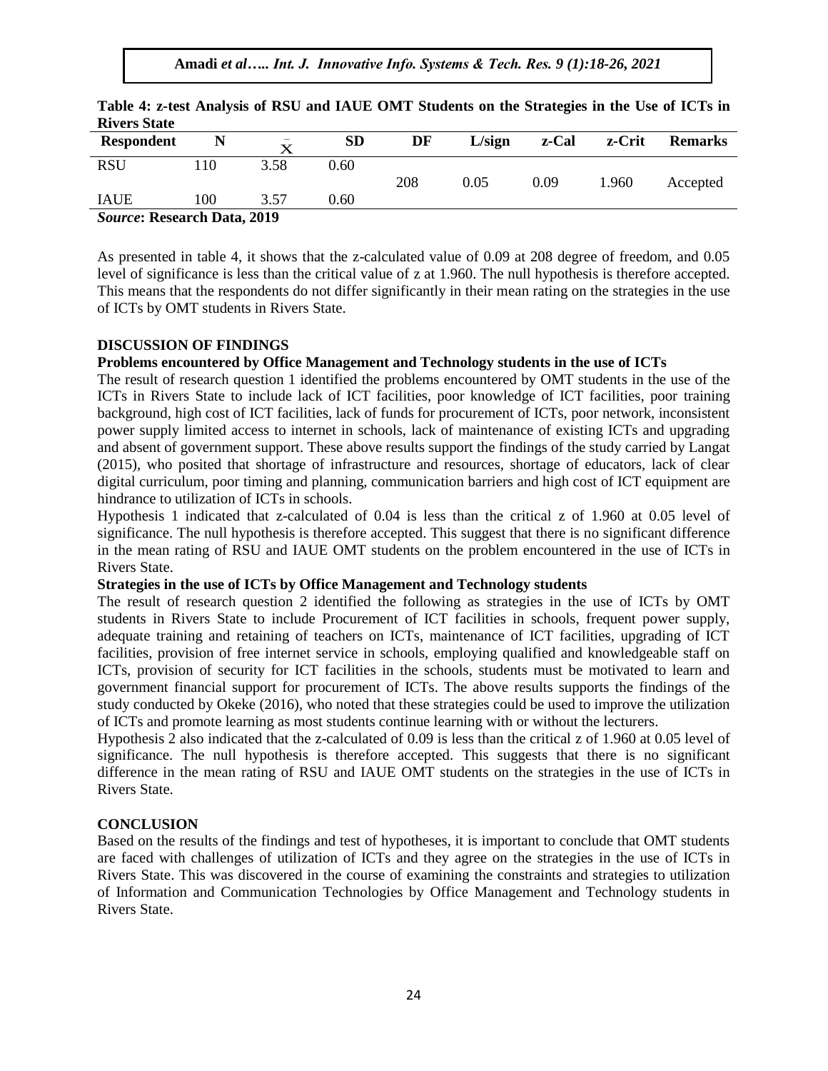**Table 4: z-test Analysis of RSU and IAUE OMT Students on the Strategies in the Use of ICTs in Rivers State**

| Respondent | N | $\bar{X}$ | SD | DF | L/sign | z-Cal | z-Crit | Remarks |
|---|---|---|---|---|---|---|---|---|
| RSU | 110 | 3.58 | 0.60 | 208 | 0.05 | 0.09 | 1.960 | Accepted |
| IAUE | 100 | 3.57 | 0.60 | | | | | |

***Source*: Research Data, 2019**

As presented in table 4, it shows that the z-calculated value of 0.09 at 208 degree of freedom, and 0.05 level of significance is less than the critical value of z at 1.960. The null hypothesis is therefore accepted. This means that the respondents do not differ significantly in their mean rating on the strategies in the use of ICTs by OMT students in Rivers State.

## DISCUSSION OF FINDINGS

### Problems encountered by Office Management and Technology students in the use of ICTs

The result of research question 1 identified the problems encountered by OMT students in the use of the ICTs in Rivers State to include lack of ICT facilities, poor knowledge of ICT facilities, poor training background, high cost of ICT facilities, lack of funds for procurement of ICTs, poor network, inconsistent power supply limited access to internet in schools, lack of maintenance of existing ICTs and upgrading and absent of government support. These above results support the findings of the study carried by Langat (2015), who posited that shortage of infrastructure and resources, shortage of educators, lack of clear digital curriculum, poor timing and planning, communication barriers and high cost of ICT equipment are hindrance to utilization of ICTs in schools.

Hypothesis 1 indicated that z-calculated of 0.04 is less than the critical z of 1.960 at 0.05 level of significance. The null hypothesis is therefore accepted. This suggest that there is no significant difference in the mean rating of RSU and IAUE OMT students on the problem encountered in the use of ICTs in Rivers State.

### Strategies in the use of ICTs by Office Management and Technology students

The result of research question 2 identified the following as strategies in the use of ICTs by OMT students in Rivers State to include Procurement of ICT facilities in schools, frequent power supply, adequate training and retaining of teachers on ICTs, maintenance of ICT facilities, upgrading of ICT facilities, provision of free internet service in schools, employing qualified and knowledgeable staff on ICTs, provision of security for ICT facilities in the schools, students must be motivated to learn and government financial support for procurement of ICTs. The above results supports the findings of the study conducted by Okeke (2016), who noted that these strategies could be used to improve the utilization of ICTs and promote learning as most students continue learning with or without the lecturers.

Hypothesis 2 also indicated that the z-calculated of 0.09 is less than the critical z of 1.960 at 0.05 level of significance. The null hypothesis is therefore accepted. This suggests that there is no significant difference in the mean rating of RSU and IAUE OMT students on the strategies in the use of ICTs in Rivers State.

## CONCLUSION

Based on the results of the findings and test of hypotheses, it is important to conclude that OMT students are faced with challenges of utilization of ICTs and they agree on the strategies in the use of ICTs in Rivers State. This was discovered in the course of examining the constraints and strategies to utilization of Information and Communication Technologies by Office Management and Technology students in Rivers State.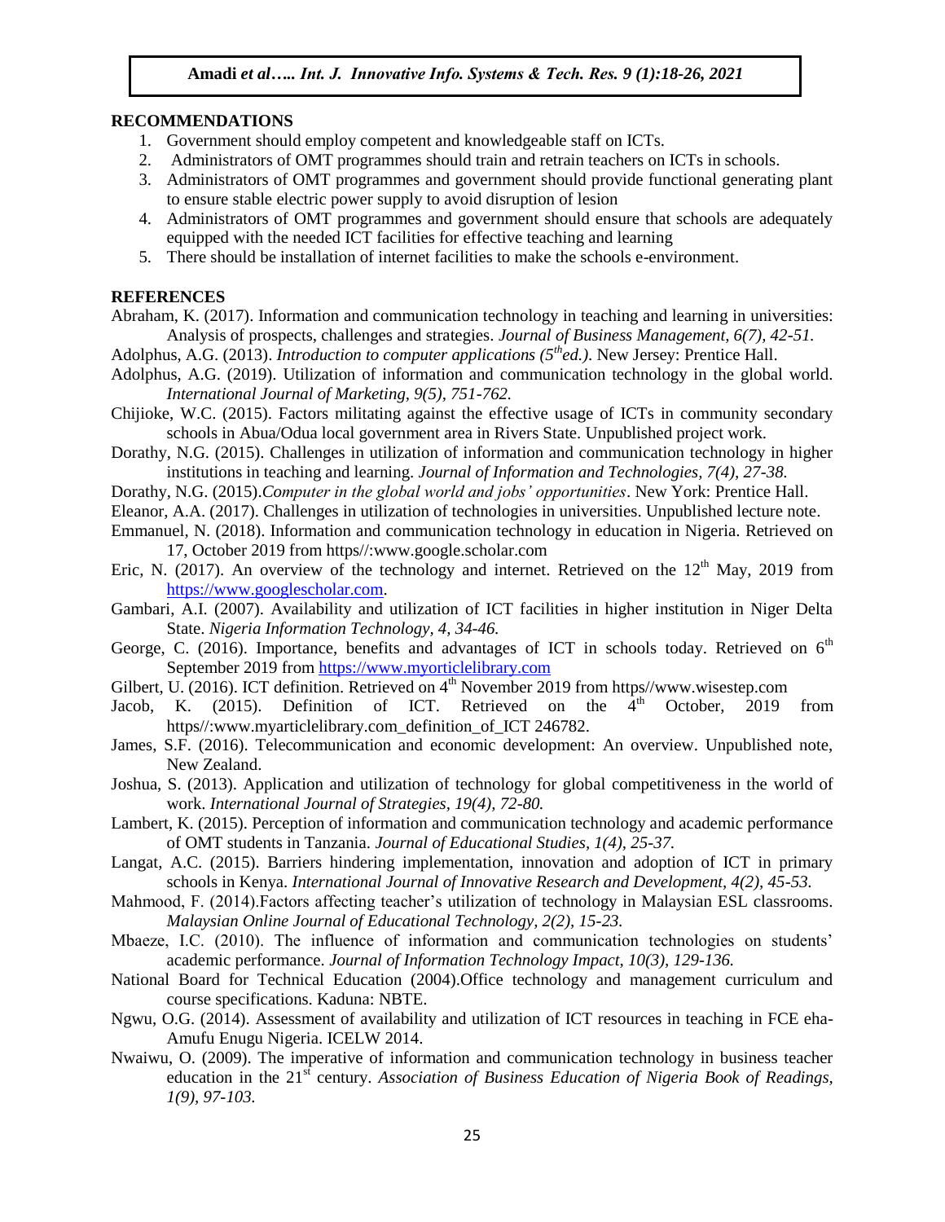## RECOMMENDATIONS

1. Government should employ competent and knowledgeable staff on ICTs.
2. Administrators of OMT programmes should train and retrain teachers on ICTs in schools.
3. Administrators of OMT programmes and government should provide functional generating plant to ensure stable electric power supply to avoid disruption of lesion
4. Administrators of OMT programmes and government should ensure that schools are adequately equipped with the needed ICT facilities for effective teaching and learning
5. There should be installation of internet facilities to make the schools e-environment.

## REFERENCES

Abraham, K. (2017). Information and communication technology in teaching and learning in universities: Analysis of prospects, challenges and strategies. *Journal of Business Management, 6(7), 42-51.*

Adolphus, A.G. (2013). *Introduction to computer applications (5th ed.)*. New Jersey: Prentice Hall.

Adolphus, A.G. (2019). Utilization of information and communication technology in the global world. *International Journal of Marketing, 9(5), 751-762.*

Chijioke, W.C. (2015). Factors militating against the effective usage of ICTs in community secondary schools in Abua/Odua local government area in Rivers State. Unpublished project work.

Dorathy, N.G. (2015). Challenges in utilization of information and communication technology in higher institutions in teaching and learning. *Journal of Information and Technologies, 7(4), 27-38.*

Dorathy, N.G. (2015).*Computer in the global world and jobs' opportunities*. New York: Prentice Hall.

Eleanor, A.A. (2017). Challenges in utilization of technologies in universities. Unpublished lecture note.

Emmanuel, N. (2018). Information and communication technology in education in Nigeria. Retrieved on 17, October 2019 from https//:www.google.scholar.com

Eric, N. (2017). An overview of the technology and internet. Retrieved on the 12th May, 2019 from https://www.googlescholar.com.

Gambari, A.I. (2007). Availability and utilization of ICT facilities in higher institution in Niger Delta State. *Nigeria Information Technology, 4, 34-46.*

George, C. (2016). Importance, benefits and advantages of ICT in schools today. Retrieved on 6th September 2019 from https://www.myorticlelibrary.com

Gilbert, U. (2016). ICT definition. Retrieved on 4th November 2019 from https//www.wisestep.com

Jacob, K. (2015). Definition of ICT. Retrieved on the 4th October, 2019 from https//:www.myarticlelibrary.com_definition_of_ICT 246782.

James, S.F. (2016). Telecommunication and economic development: An overview. Unpublished note, New Zealand.

Joshua, S. (2013). Application and utilization of technology for global competitiveness in the world of work. *International Journal of Strategies, 19(4), 72-80.*

Lambert, K. (2015). Perception of information and communication technology and academic performance of OMT students in Tanzania. *Journal of Educational Studies, 1(4), 25-37.*

Langat, A.C. (2015). Barriers hindering implementation, innovation and adoption of ICT in primary schools in Kenya. *International Journal of Innovative Research and Development, 4(2), 45-53.*

Mahmood, F. (2014).Factors affecting teacher's utilization of technology in Malaysian ESL classrooms. *Malaysian Online Journal of Educational Technology, 2(2), 15-23.*

Mbaeze, I.C. (2010). The influence of information and communication technologies on students' academic performance. *Journal of Information Technology Impact, 10(3), 129-136.*

National Board for Technical Education (2004).Office technology and management curriculum and course specifications. Kaduna: NBTE.

Ngwu, O.G. (2014). Assessment of availability and utilization of ICT resources in teaching in FCE eha-Amufu Enugu Nigeria. ICELW 2014.

Nwaiwu, O. (2009). The imperative of information and communication technology in business teacher education in the 21st century. *Association of Business Education of Nigeria Book of Readings, 1(9), 97-103.*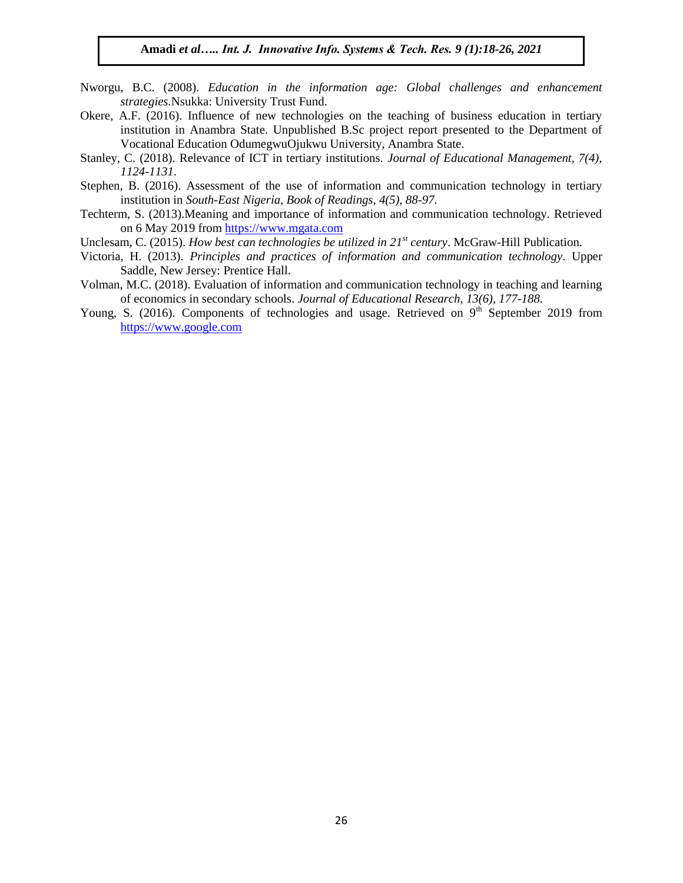Nworgu, B.C. (2008). *Education in the information age: Global challenges and enhancement strategies.*Nsukka: University Trust Fund.

Okere, A.F. (2016). Influence of new technologies on the teaching of business education in tertiary institution in Anambra State. Unpublished B.Sc project report presented to the Department of Vocational Education OdumegwuOjukwu University, Anambra State.

Stanley, C. (2018). Relevance of ICT in tertiary institutions. *Journal of Educational Management, 7(4), 1124-1131.*

Stephen, B. (2016). Assessment of the use of information and communication technology in tertiary institution in *South-East Nigeria, Book of Readings, 4(5), 88-97.*

Techterm, S. (2013).Meaning and importance of information and communication technology. Retrieved on 6 May 2019 from https://www.mgata.com

Unclesam, C. (2015). *How best can technologies be utilized in 21st century*. McGraw-Hill Publication.

Victoria, H. (2013). *Principles and practices of information and communication technology*. Upper Saddle, New Jersey: Prentice Hall.

Volman, M.C. (2018). Evaluation of information and communication technology in teaching and learning of economics in secondary schools. *Journal of Educational Research, 13(6), 177-188.*

Young, S. (2016). Components of technologies and usage. Retrieved on 9th September 2019 from https://www.google.com